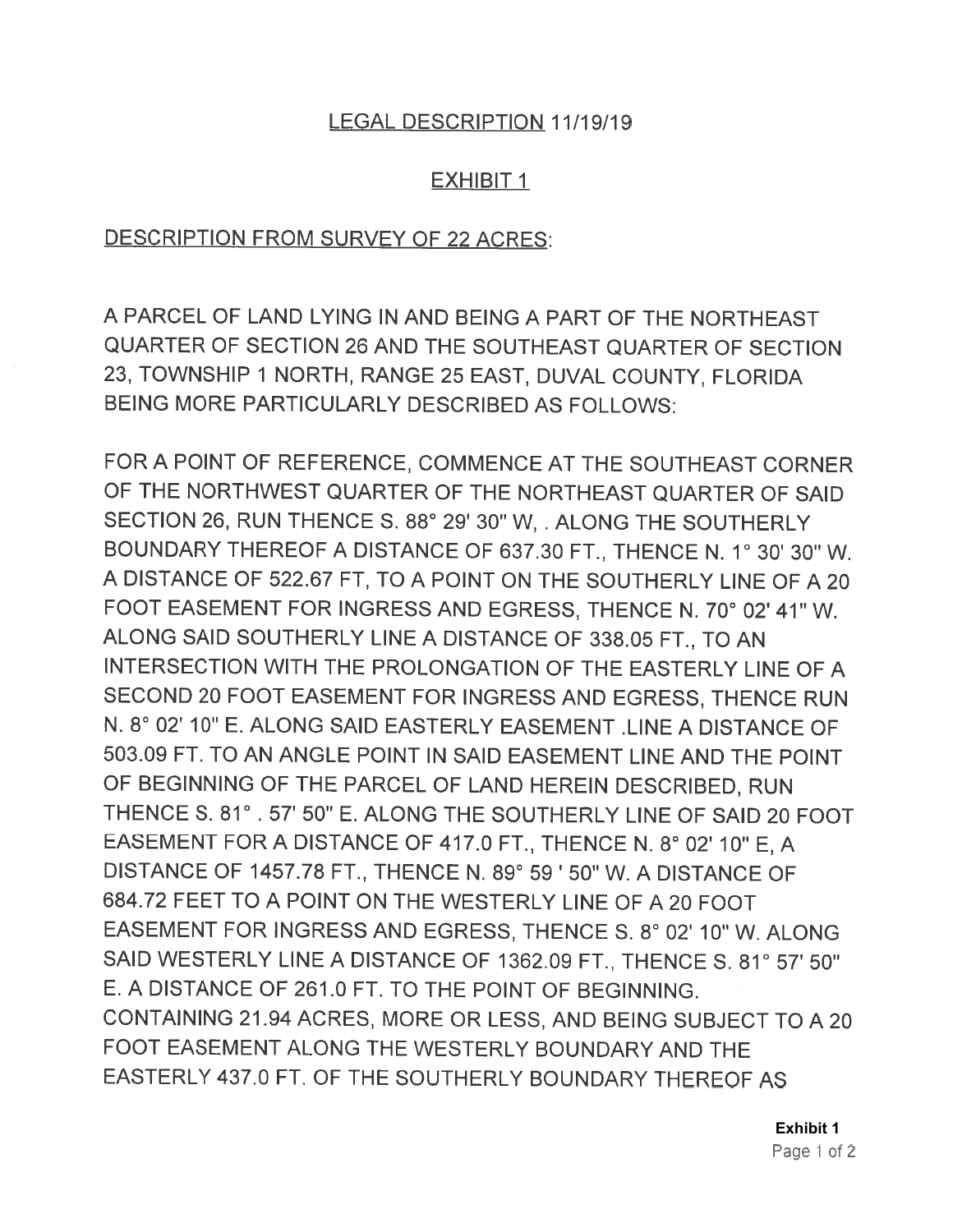LEGAL DESCRIPTION 11/19/19

EXHIBIT 1

DESCRIPTION FROM SURVEY OF 22 ACRES:

A PARCEL OF LAND LYING IN AND BEING A PART OF THE NORTHEAST QUARTER OF SECTION 26 AND THE SOUTHEAST QUARTER OF SECTION 23, TOWNSHIP 1 NORTH, RANGE 25 EAST, DUVAL COUNTY, FLORIDA BEING MORE PARTICULARLY DESCRIBED AS FOLLOWS:

FOR A POINT OF REFERENCE, COMMENCE AT THE SOUTHEAST CORNER OF THE NORTHWEST QUARTER OF THE NORTHEAST QUARTER OF SAID SECTION 26, RUN THENCE S. 88° 29' 30" W, . ALONG THE SOUTHERLY BOUNDARY THEREOF A DISTANCE OF 637.30 FT., THENCE N. 1° 30' 30" W. A DISTANCE OF 522.67 FT, TO A POINT ON THE SOUTHERLY LINE OF A 20 FOOT EASEMENT FOR INGRESS AND EGRESS, THENCE N. 70° 02' 41" W. ALONG SAID SOUTHERLY LINE A DISTANCE OF 338.05 FT., TO AN INTERSECTION WITH THE PROLONGATION OF THE EASTERLY LINE OF A SECOND 20 FOOT EASEMENT FOR INGRESS AND EGRESS, THENCE RUN N. 8° 02' 10" E. ALONG SAID EASTERLY EASEMENT .LINE A DISTANCE OF 503.09 FT. TO AN ANGLE POINT IN SAID EASEMENT LINE AND THE POINT OF BEGINNING OF THE PARCEL OF LAND HEREIN DESCRIBED, RUN THENCE S. 81° . 57' 50" E. ALONG THE SOUTHERLY LINE OF SAID 20 FOOT EASEMENT FOR A DISTANCE OF 417.0 FT., THENCE N. 8° 02' 10" E, A DISTANCE OF 1457.78 FT., THENCE N. 89° 59 ' 50" W. A DISTANCE OF 684.72 FEET TO A POINT ON THE WESTERLY LINE OF A 20 FOOT EASEMENT FOR INGRESS AND EGRESS, THENCE S. 8° 02' 10" W. ALONG SAID WESTERLY LINE A DISTANCE OF 1362.09 FT., THENCE S. 81° 57' 50" E. A DISTANCE OF 261.0 FT. TO THE POINT OF BEGINNING. CONTAINING 21.94 ACRES, MORE OR LESS, AND BEING SUBJECT TO A 20 FOOT EASEMENT ALONG THE WESTERLY BOUNDARY AND THE EASTERLY 437.0 FT. OF THE SOUTHERLY BOUNDARY THEREOF AS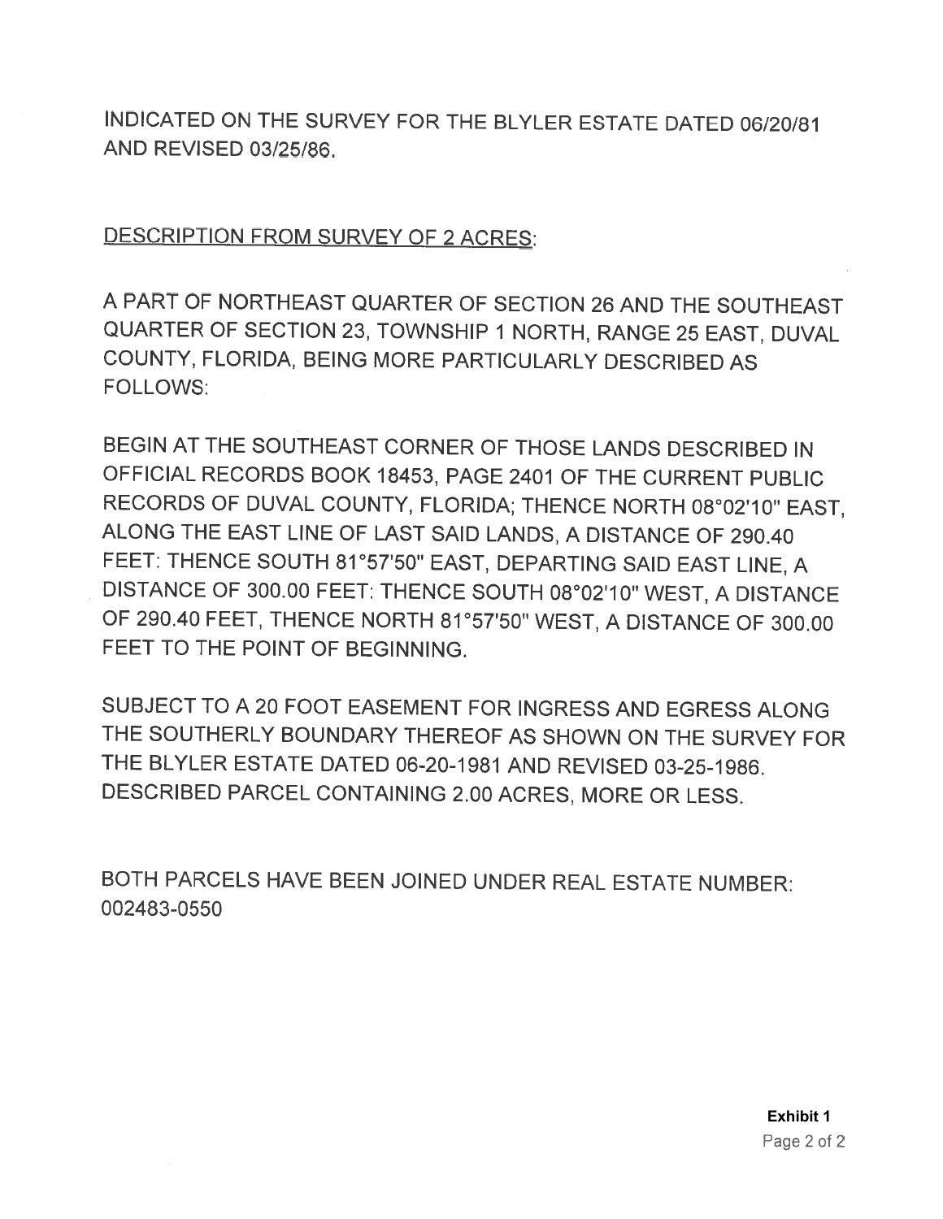INDICATED ON THE SURVEY FOR THE BLYLER ESTATE DATED 06/20/81 AND REVISED 03/25/86.

<u>DESCRIPTION FROM SURVEY OF 2 ACRES</u>:

A PART OF NORTHEAST QUARTER OF SECTION 26 AND THE SOUTHEAST QUARTER OF SECTION 23, TOWNSHIP 1 NORTH, RANGE 25 EAST, DUVAL COUNTY, FLORIDA, BEING MORE PARTICULARLY DESCRIBED AS FOLLOWS:

BEGIN AT THE SOUTHEAST CORNER OF THOSE LANDS DESCRIBED IN OFFICIAL RECORDS BOOK 18453, PAGE 2401 OF THE CURRENT PUBLIC RECORDS OF DUVAL COUNTY, FLORIDA; THENCE NORTH 08°02'10" EAST, ALONG THE EAST LINE OF LAST SAID LANDS, A DISTANCE OF 290.40 FEET: THENCE SOUTH 81°57'50" EAST, DEPARTING SAID EAST LINE, A DISTANCE OF 300.00 FEET: THENCE SOUTH 08°02'10" WEST, A DISTANCE OF 290.40 FEET, THENCE NORTH 81°57'50" WEST, A DISTANCE OF 300.00 FEET TO THE POINT OF BEGINNING.

SUBJECT TO A 20 FOOT EASEMENT FOR INGRESS AND EGRESS ALONG THE SOUTHERLY BOUNDARY THEREOF AS SHOWN ON THE SURVEY FOR THE BLYLER ESTATE DATED 06-20-1981 AND REVISED 03-25-1986. DESCRIBED PARCEL CONTAINING 2.00 ACRES, MORE OR LESS.

BOTH PARCELS HAVE BEEN JOINED UNDER REAL ESTATE NUMBER: 002483-0550

**Exhibit 1**